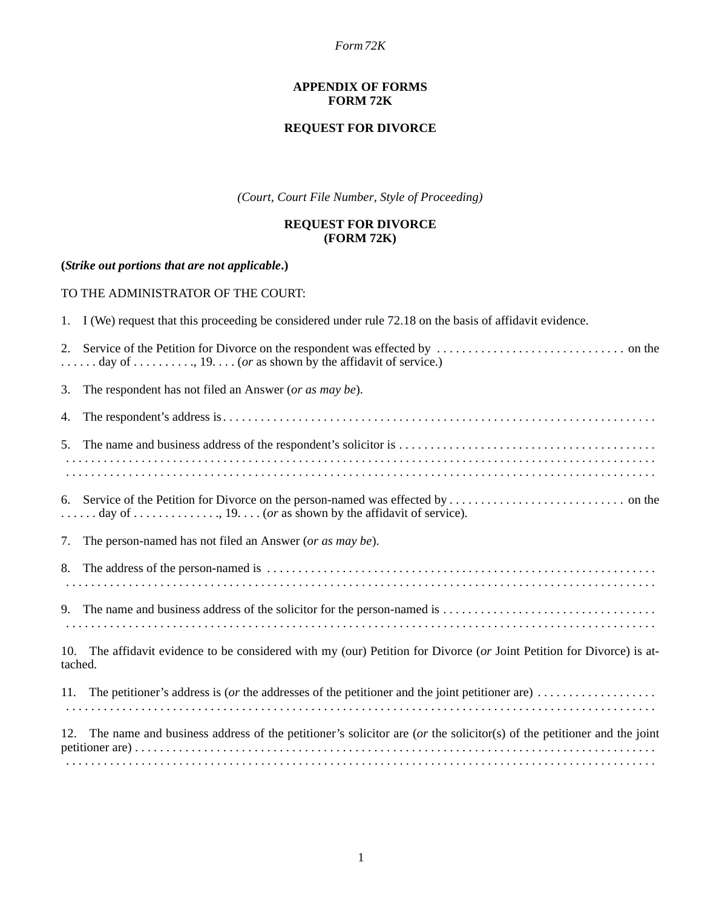**APPENDIX OF FORMS**
**FORM 72K**

**REQUEST FOR DIVORCE**

*(Court, Court File Number, Style of Proceeding)*

**REQUEST FOR DIVORCE**
**(FORM 72K)**

**(*Strike out portions that are not applicable*.)**

TO THE ADMINISTRATOR OF THE COURT:

1. I (We) request that this proceeding be considered under rule 72.18 on the basis of affidavit evidence.

2. Service of the Petition for Divorce on the respondent was effected by . . . . . . . . . . . . . . . . . . . . . . . . . . . . . . on the . . . . . . day of . . . . . . . . . ., 19. . . . (*or* as shown by the affidavit of service.)

3. The respondent has not filed an Answer (*or as may be*).

4. The respondent's address is . . . . . . . . . . . . . . . . . . . . . . . . . . . . . . . . . . . . . . . . . . . . . . . . . . . . . . . . . . . . . . . . . . . .

5. The name and business address of the respondent's solicitor is . . . . . . . . . . . . . . . . . . . . . . . . . . . . . . . . . . . . . . . .
. . . . . . . . . . . . . . . . . . . . . . . . . . . . . . . . . . . . . . . . . . . . . . . . . . . . . . . . . . . . . . . . . . . . . . . . . . . . . . . . . . . . . . . . . . . . . . . . . .
. . . . . . . . . . . . . . . . . . . . . . . . . . . . . . . . . . . . . . . . . . . . . . . . . . . . . . . . . . . . . . . . . . . . . . . . . . . . . . . . . . . . . . . . . . . . . . . . . .

6. Service of the Petition for Divorce on the person-named was effected by . . . . . . . . . . . . . . . . . . . . . . . . . . . . on the . . . . . . day of . . . . . . . . . . . . . ., 19. . . . (*or* as shown by the affidavit of service).

7. The person-named has not filed an Answer (*or as may be*).

8. The address of the person-named is . . . . . . . . . . . . . . . . . . . . . . . . . . . . . . . . . . . . . . . . . . . . . . . . . . . . . . . . . . . . . .
. . . . . . . . . . . . . . . . . . . . . . . . . . . . . . . . . . . . . . . . . . . . . . . . . . . . . . . . . . . . . . . . . . . . . . . . . . . . . . . . . . . . . . . . . . . . . . . . . .

9. The name and business address of the solicitor for the person-named is . . . . . . . . . . . . . . . . . . . . . . . . . . . . . . . . . .
. . . . . . . . . . . . . . . . . . . . . . . . . . . . . . . . . . . . . . . . . . . . . . . . . . . . . . . . . . . . . . . . . . . . . . . . . . . . . . . . . . . . . . . . . . . . . . . . . .

10. The affidavit evidence to be considered with my (our) Petition for Divorce (*or* Joint Petition for Divorce) is attached.

11. The petitioner's address is (*or* the addresses of the petitioner and the joint petitioner are) . . . . . . . . . . . . . . . . . . .
. . . . . . . . . . . . . . . . . . . . . . . . . . . . . . . . . . . . . . . . . . . . . . . . . . . . . . . . . . . . . . . . . . . . . . . . . . . . . . . . . . . . . . . . . . . . . . . . . .

12. The name and business address of the petitioner's solicitor are (*or* the solicitor(s) of the petitioner and the joint petitioner are) . . . . . . . . . . . . . . . . . . . . . . . . . . . . . . . . . . . . . . . . . . . . . . . . . . . . . . . . . . . . . . . . . . . . . . . . . . . . . . . . .
. . . . . . . . . . . . . . . . . . . . . . . . . . . . . . . . . . . . . . . . . . . . . . . . . . . . . . . . . . . . . . . . . . . . . . . . . . . . . . . . . . . . . . . . . . . . . . . . . .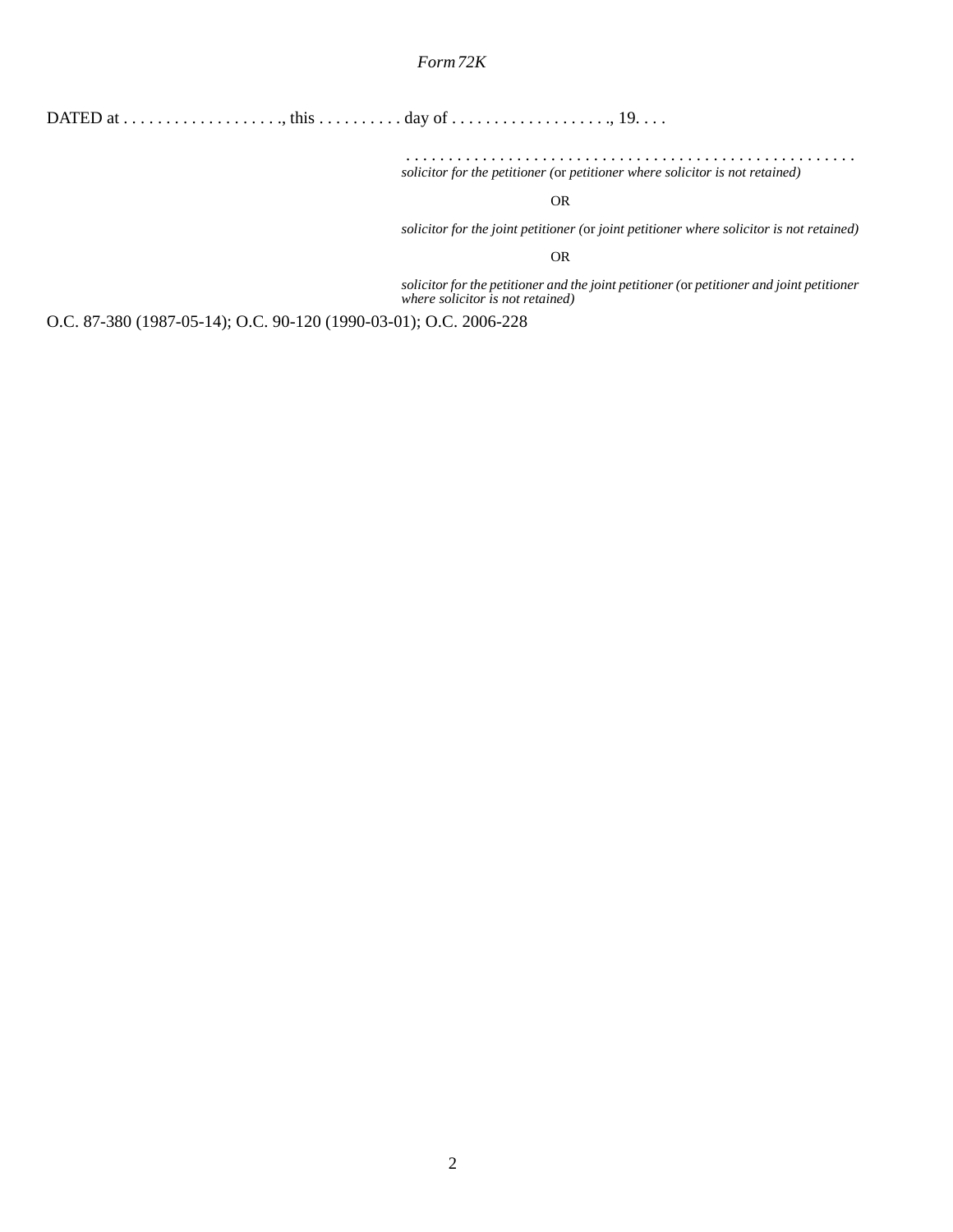*Form 72K*

DATED at . . . . . . . . . . . . . . . . . . ., this . . . . . . . . . . day of . . . . . . . . . . . . . . . . . . ., 19. . . .

. . . . . . . . . . . . . . . . . . . . . . . . . . . . . . . . . . . . . . . . . . . . . . . . . . . .
*solicitor for the petitioner (*or *petitioner where solicitor is not retained)*

OR

*solicitor for the joint petitioner (*or *joint petitioner where solicitor is not retained)*

OR

*solicitor for the petitioner and the joint petitioner (*or *petitioner and joint petitioner where solicitor is not retained)*

O.C. 87-380 (1987-05-14); O.C. 90-120 (1990-03-01); O.C. 2006-228